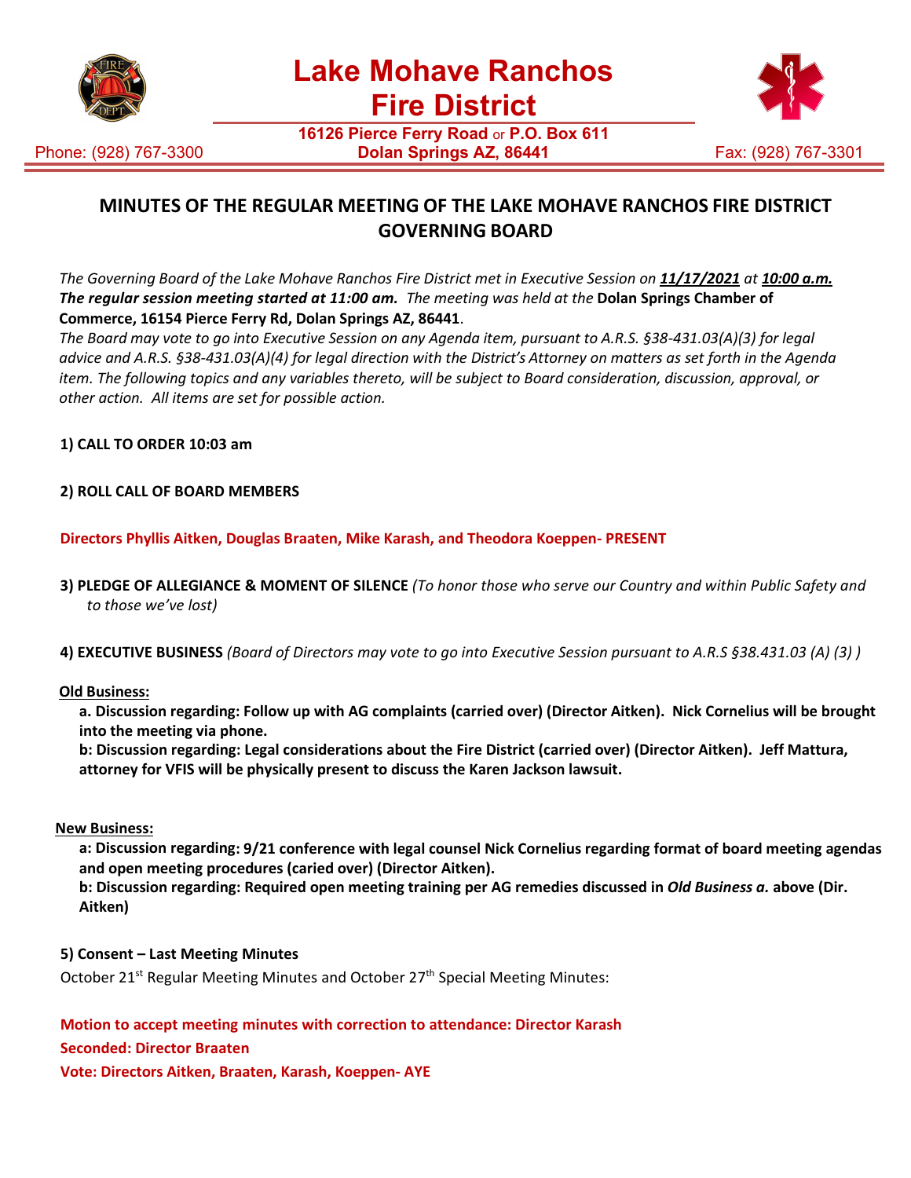# Lake Mohave Ranchos Fire District

16126 Pierce Ferry Road or P.O. Box 611
Dolan Springs AZ, 86441

Phone: (928) 767-3300 Fax: (928) 767-3301

## MINUTES OF THE REGULAR MEETING OF THE LAKE MOHAVE RANCHOS FIRE DISTRICT GOVERNING BOARD

*The Governing Board of the Lake Mohave Ranchos Fire District met in Executive Session on* ***11/17/2021*** *at* ***10:00 a.m.*** ***The regular session meeting started at 11:00 am.*** *The meeting was held at the* **Dolan Springs Chamber of Commerce, 16154 Pierce Ferry Rd, Dolan Springs AZ, 86441**.

*The Board may vote to go into Executive Session on any Agenda item, pursuant to A.R.S. §38-431.03(A)(3) for legal advice and A.R.S. §38-431.03(A)(4) for legal direction with the District's Attorney on matters as set forth in the Agenda item. The following topics and any variables thereto, will be subject to Board consideration, discussion, approval, or other action. All items are set for possible action.*

**1) CALL TO ORDER 10:03 am**

**2) ROLL CALL OF BOARD MEMBERS**

**Directors Phyllis Aitken, Douglas Braaten, Mike Karash, and Theodora Koeppen- PRESENT**

**3) PLEDGE OF ALLEGIANCE & MOMENT OF SILENCE** *(To honor those who serve our Country and within Public Safety and to those we've lost)*

**4) EXECUTIVE BUSINESS** *(Board of Directors may vote to go into Executive Session pursuant to A.R.S §38.431.03 (A) (3) )*

**Old Business:**

**a. Discussion regarding: Follow up with AG complaints (carried over) (Director Aitken). Nick Cornelius will be brought into the meeting via phone.**

**b: Discussion regarding: Legal considerations about the Fire District (carried over) (Director Aitken). Jeff Mattura, attorney for VFIS will be physically present to discuss the Karen Jackson lawsuit.**

**New Business:**

**a: Discussion regarding: 9/21 conference with legal counsel Nick Cornelius regarding format of board meeting agendas and open meeting procedures (caried over) (Director Aitken).**

**b: Discussion regarding: Required open meeting training per AG remedies discussed in *Old Business a.* above (Dir. Aitken)**

**5) Consent – Last Meeting Minutes**

October 21st Regular Meeting Minutes and October 27th Special Meeting Minutes:

**Motion to accept meeting minutes with correction to attendance: Director Karash**

**Seconded: Director Braaten**

**Vote: Directors Aitken, Braaten, Karash, Koeppen- AYE**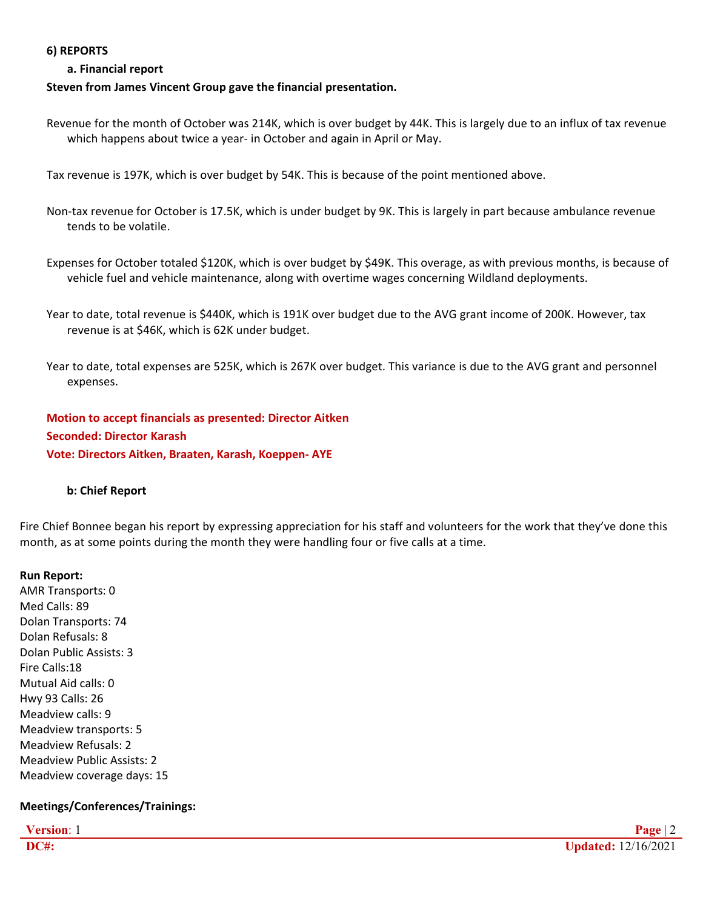**6) REPORTS**

**a. Financial report**

**Steven from James Vincent Group gave the financial presentation.**

Revenue for the month of October was 214K, which is over budget by 44K. This is largely due to an influx of tax revenue which happens about twice a year- in October and again in April or May.

Tax revenue is 197K, which is over budget by 54K. This is because of the point mentioned above.

Non-tax revenue for October is 17.5K, which is under budget by 9K. This is largely in part because ambulance revenue tends to be volatile.

Expenses for October totaled $120K, which is over budget by $49K. This overage, as with previous months, is because of vehicle fuel and vehicle maintenance, along with overtime wages concerning Wildland deployments.

Year to date, total revenue is $440K, which is 191K over budget due to the AVG grant income of 200K. However, tax revenue is at $46K, which is 62K under budget.

Year to date, total expenses are 525K, which is 267K over budget. This variance is due to the AVG grant and personnel expenses.

**Motion to accept financials as presented: Director Aitken**
**Seconded: Director Karash**
**Vote: Directors Aitken, Braaten, Karash, Koeppen- AYE**

**b: Chief Report**

Fire Chief Bonnee began his report by expressing appreciation for his staff and volunteers for the work that they've done this month, as at some points during the month they were handling four or five calls at a time.

**Run Report:**
AMR Transports: 0
Med Calls: 89
Dolan Transports: 74
Dolan Refusals: 8
Dolan Public Assists: 3
Fire Calls:18
Mutual Aid calls: 0
Hwy 93 Calls: 26
Meadview calls: 9
Meadview transports: 5
Meadview Refusals: 2
Meadview Public Assists: 2
Meadview coverage days: 15

**Meetings/Conferences/Trainings:**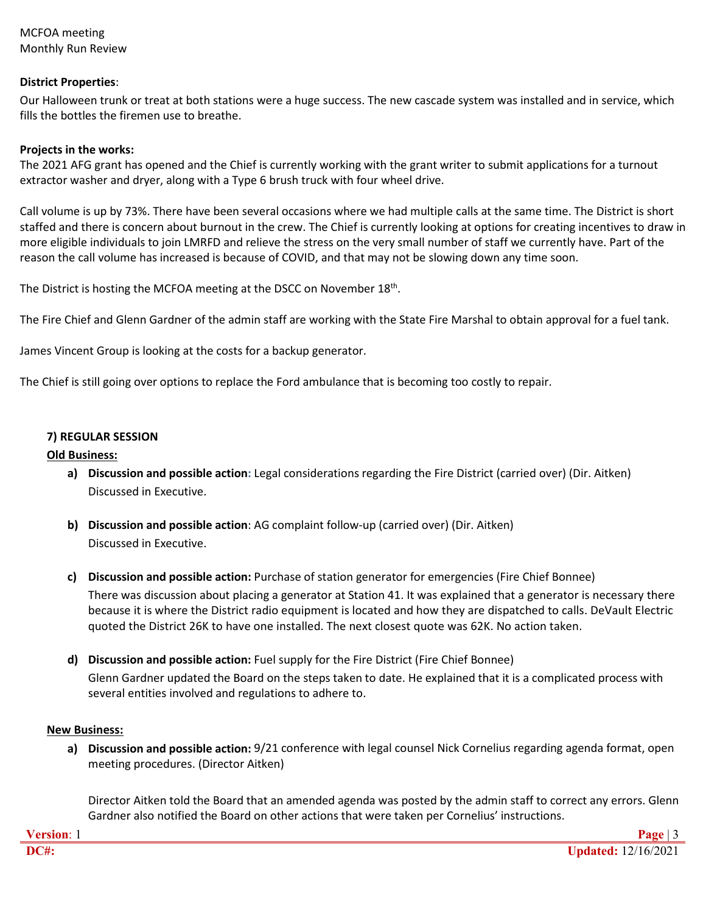MCFOA meeting
Monthly Run Review

**District Properties**:

Our Halloween trunk or treat at both stations were a huge success. The new cascade system was installed and in service, which fills the bottles the firemen use to breathe.

**Projects in the works:**

The 2021 AFG grant has opened and the Chief is currently working with the grant writer to submit applications for a turnout extractor washer and dryer, along with a Type 6 brush truck with four wheel drive.

Call volume is up by 73%. There have been several occasions where we had multiple calls at the same time. The District is short staffed and there is concern about burnout in the crew. The Chief is currently looking at options for creating incentives to draw in more eligible individuals to join LMRFD and relieve the stress on the very small number of staff we currently have. Part of the reason the call volume has increased is because of COVID, and that may not be slowing down any time soon.

The District is hosting the MCFOA meeting at the DSCC on November 18th.

The Fire Chief and Glenn Gardner of the admin staff are working with the State Fire Marshal to obtain approval for a fuel tank.

James Vincent Group is looking at the costs for a backup generator.

The Chief is still going over options to replace the Ford ambulance that is becoming too costly to repair.

## 7) REGULAR SESSION

**Old Business:**

a) **Discussion and possible action:** Legal considerations regarding the Fire District (carried over) (Dir. Aitken)
   Discussed in Executive.

b) **Discussion and possible action**: AG complaint follow-up (carried over) (Dir. Aitken)
   Discussed in Executive.

c) **Discussion and possible action:** Purchase of station generator for emergencies (Fire Chief Bonnee)
   There was discussion about placing a generator at Station 41. It was explained that a generator is necessary there because it is where the District radio equipment is located and how they are dispatched to calls. DeVault Electric quoted the District 26K to have one installed. The next closest quote was 62K. No action taken.

d) **Discussion and possible action:** Fuel supply for the Fire District (Fire Chief Bonnee)
   Glenn Gardner updated the Board on the steps taken to date. He explained that it is a complicated process with several entities involved and regulations to adhere to.

**New Business:**

a) **Discussion and possible action:** 9/21 conference with legal counsel Nick Cornelius regarding agenda format, open meeting procedures. (Director Aitken)

   Director Aitken told the Board that an amended agenda was posted by the admin staff to correct any errors. Glenn Gardner also notified the Board on other actions that were taken per Cornelius' instructions.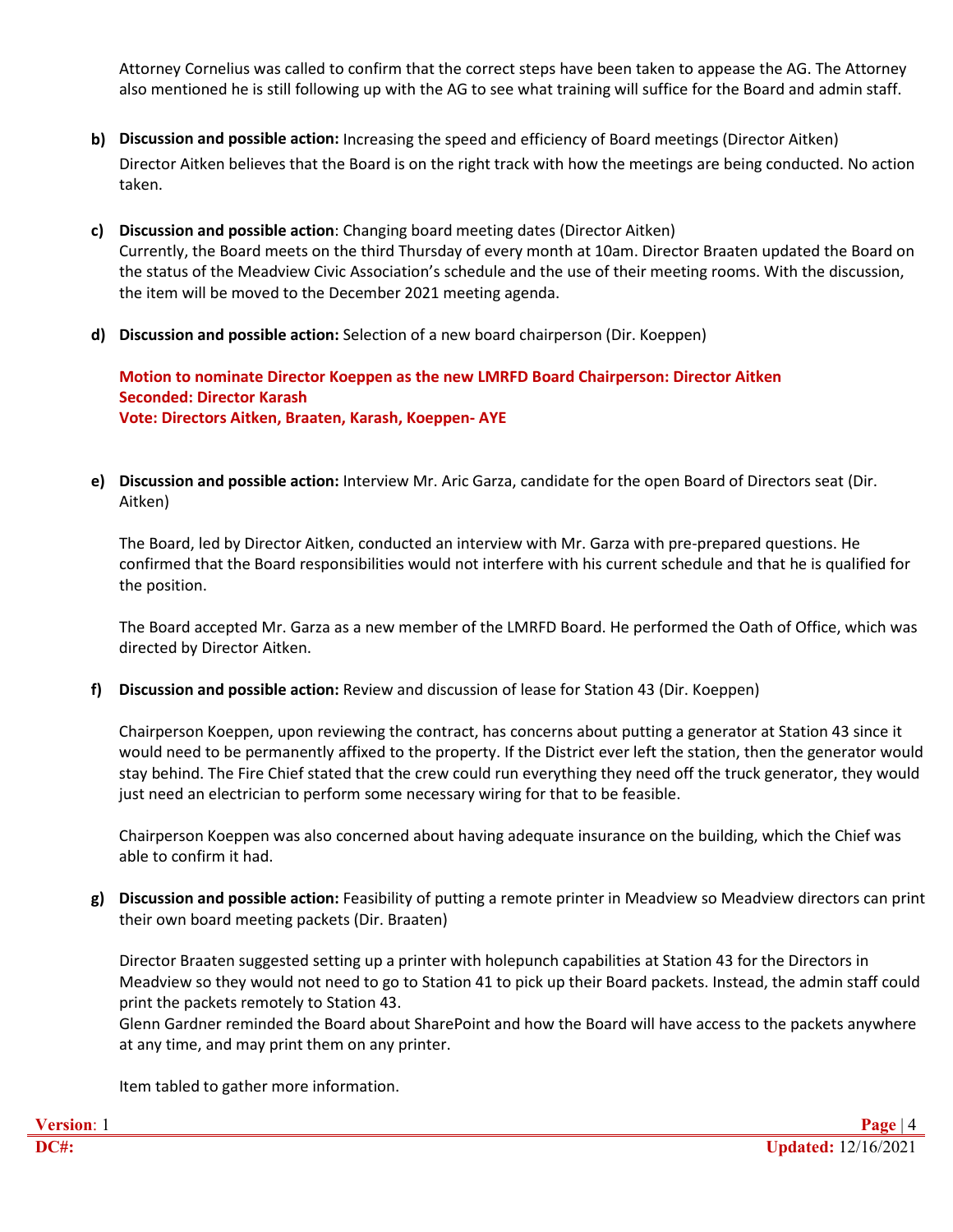Attorney Cornelius was called to confirm that the correct steps have been taken to appease the AG. The Attorney also mentioned he is still following up with the AG to see what training will suffice for the Board and admin staff.

**b) Discussion and possible action:** Increasing the speed and efficiency of Board meetings (Director Aitken)

Director Aitken believes that the Board is on the right track with how the meetings are being conducted. No action taken.

**c) Discussion and possible action**: Changing board meeting dates (Director Aitken)

Currently, the Board meets on the third Thursday of every month at 10am. Director Braaten updated the Board on the status of the Meadview Civic Association's schedule and the use of their meeting rooms. With the discussion, the item will be moved to the December 2021 meeting agenda.

**d) Discussion and possible action:** Selection of a new board chairperson (Dir. Koeppen)

**Motion to nominate Director Koeppen as the new LMRFD Board Chairperson: Director Aitken**
**Seconded: Director Karash**
**Vote: Directors Aitken, Braaten, Karash, Koeppen- AYE**

**e) Discussion and possible action:** Interview Mr. Aric Garza, candidate for the open Board of Directors seat (Dir. Aitken)

The Board, led by Director Aitken, conducted an interview with Mr. Garza with pre-prepared questions. He confirmed that the Board responsibilities would not interfere with his current schedule and that he is qualified for the position.

The Board accepted Mr. Garza as a new member of the LMRFD Board. He performed the Oath of Office, which was directed by Director Aitken.

**f) Discussion and possible action:** Review and discussion of lease for Station 43 (Dir. Koeppen)

Chairperson Koeppen, upon reviewing the contract, has concerns about putting a generator at Station 43 since it would need to be permanently affixed to the property. If the District ever left the station, then the generator would stay behind. The Fire Chief stated that the crew could run everything they need off the truck generator, they would just need an electrician to perform some necessary wiring for that to be feasible.

Chairperson Koeppen was also concerned about having adequate insurance on the building, which the Chief was able to confirm it had.

**g) Discussion and possible action:** Feasibility of putting a remote printer in Meadview so Meadview directors can print their own board meeting packets (Dir. Braaten)

Director Braaten suggested setting up a printer with holepunch capabilities at Station 43 for the Directors in Meadview so they would not need to go to Station 41 to pick up their Board packets. Instead, the admin staff could print the packets remotely to Station 43.

Glenn Gardner reminded the Board about SharePoint and how the Board will have access to the packets anywhere at any time, and may print them on any printer.

Item tabled to gather more information.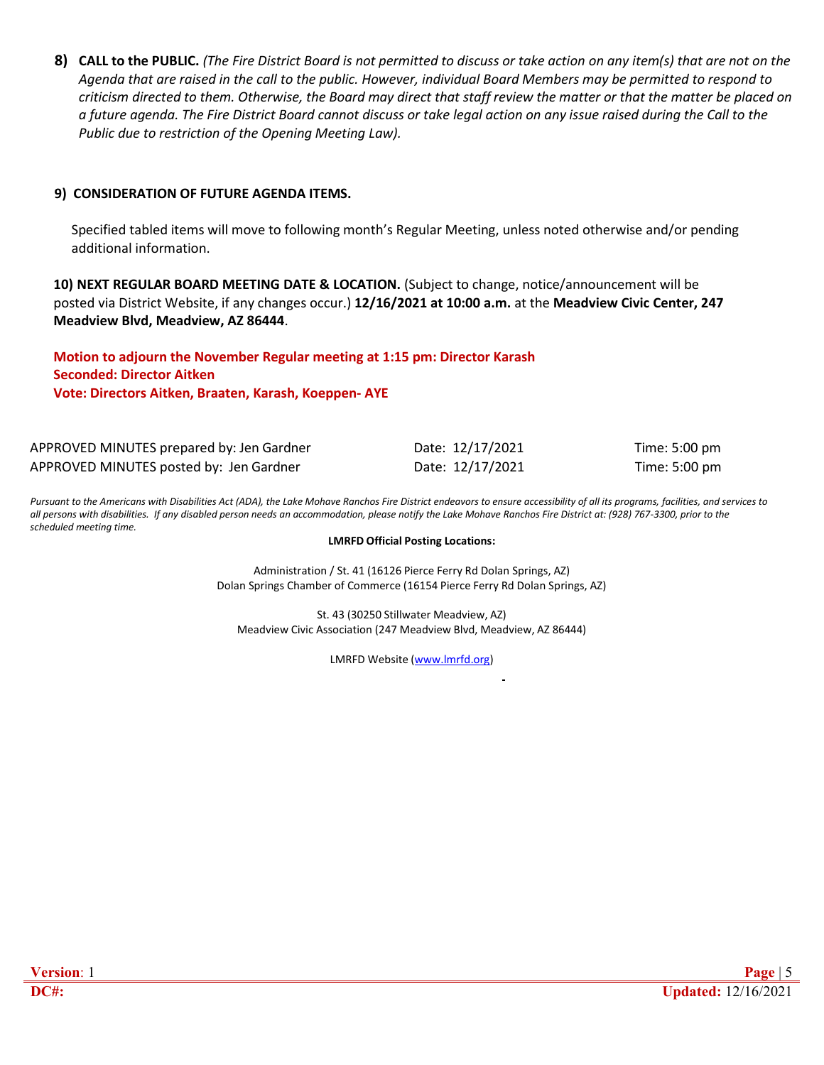**8) CALL to the PUBLIC.** *(The Fire District Board is not permitted to discuss or take action on any item(s) that are not on the Agenda that are raised in the call to the public. However, individual Board Members may be permitted to respond to criticism directed to them. Otherwise, the Board may direct that staff review the matter or that the matter be placed on a future agenda. The Fire District Board cannot discuss or take legal action on any issue raised during the Call to the Public due to restriction of the Opening Meeting Law).*

**9) CONSIDERATION OF FUTURE AGENDA ITEMS.**

Specified tabled items will move to following month's Regular Meeting, unless noted otherwise and/or pending additional information.

**10) NEXT REGULAR BOARD MEETING DATE & LOCATION.** (Subject to change, notice/announcement will be posted via District Website, if any changes occur.) **12/16/2021 at 10:00 a.m.** at the **Meadview Civic Center, 247 Meadview Blvd, Meadview, AZ 86444**.

**Motion to adjourn the November Regular meeting at 1:15 pm: Director Karash**
**Seconded: Director Aitken**
**Vote: Directors Aitken, Braaten, Karash, Koeppen- AYE**

| | | |
|---|---|---|
| APPROVED MINUTES prepared by: Jen Gardner | Date: 12/17/2021 | Time: 5:00 pm |
| APPROVED MINUTES posted by: Jen Gardner | Date: 12/17/2021 | Time: 5:00 pm |

*Pursuant to the Americans with Disabilities Act (ADA), the Lake Mohave Ranchos Fire District endeavors to ensure accessibility of all its programs, facilities, and services to all persons with disabilities. If any disabled person needs an accommodation, please notify the Lake Mohave Ranchos Fire District at: (928) 767-3300, prior to the scheduled meeting time.*

**LMRFD Official Posting Locations:**

Administration / St. 41 (16126 Pierce Ferry Rd Dolan Springs, AZ)
Dolan Springs Chamber of Commerce (16154 Pierce Ferry Rd Dolan Springs, AZ)

St. 43 (30250 Stillwater Meadview, AZ)
Meadview Civic Association (247 Meadview Blvd, Meadview, AZ 86444)

LMRFD Website (www.lmrfd.org)

**Version**: 1
**DC#:**
**Updated:** 12/16/2021